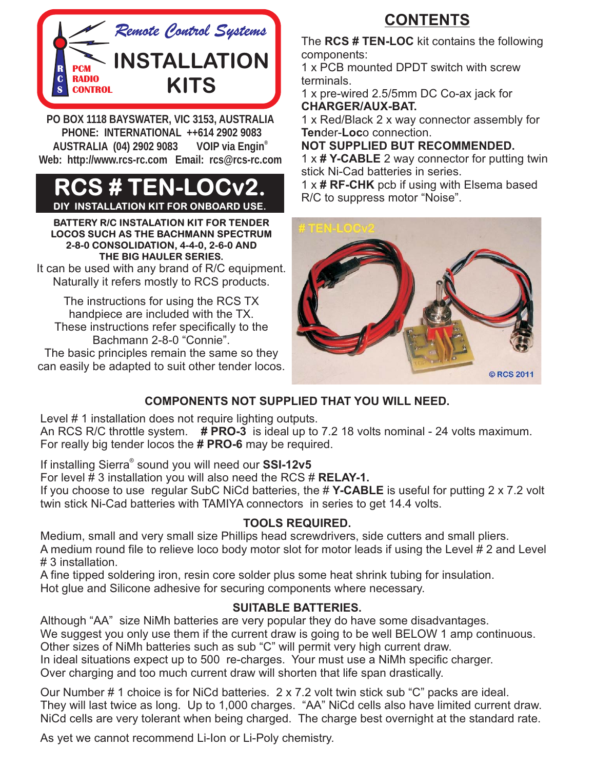Remote Control Systems

# INSTALLATION KITS

RCS PCM RADIO CONTROL

**PO BOX 1118 BAYSWATER, VIC 3153, AUSTRALIA**
**PHONE: INTERNATIONAL ++614 2902 9083**
**AUSTRALIA (04) 2902 9083 VOIP via Engin®**
**Web: http://www.rcs-rc.com Email: rcs@rcs-rc.com**

# RCS # TEN-LOCv2.

**DIY INSTALLATION KIT FOR ONBOARD USE.**

**BATTERY R/C INSTALATION KIT FOR TENDER LOCOS SUCH AS THE BACHMANN SPECTRUM 2-8-0 CONSOLIDATION, 4-4-0, 2-6-0 AND THE BIG HAULER SERIES.**

It can be used with any brand of R/C equipment. Naturally it refers mostly to RCS products.

The instructions for using the RCS TX handpiece are included with the TX. These instructions refer specifically to the Bachmann 2-8-0 "Connie". The basic principles remain the same so they can easily be adapted to suit other tender locos.

## CONTENTS

The **RCS # TEN-LOC** kit contains the following components:
1 x PCB mounted DPDT switch with screw terminals.
1 x pre-wired 2.5/5mm DC Co-ax jack for **CHARGER/AUX-BAT.**
1 x Red/Black 2 x way connector assembly for **Ten**der-**Loc**o connection.
**NOT SUPPLIED BUT RECOMMENDED.**
1 x **# Y-CABLE** 2 way connector for putting twin stick Ni-Cad batteries in series.
1 x **# RF-CHK** pcb if using with Elsema based R/C to suppress motor "Noise".

# TEN-LOCv2

© RCS 2011

### COMPONENTS NOT SUPPLIED THAT YOU WILL NEED.

Level # 1 installation does not require lighting outputs.
An RCS R/C throttle system. **# PRO-3** is ideal up to 7.2 18 volts nominal - 24 volts maximum.
For really big tender locos the **# PRO-6** may be required.

If installing Sierra® sound you will need our **SSI-12v5**
For level # 3 installation you will also need the RCS # **RELAY-1.**
If you choose to use regular SubC NiCd batteries, the # **Y-CABLE** is useful for putting 2 x 7.2 volt twin stick Ni-Cad batteries with TAMIYA connectors in series to get 14.4 volts.

### TOOLS REQUIRED.

Medium, small and very small size Phillips head screwdrivers, side cutters and small pliers.
A medium round file to relieve loco body motor slot for motor leads if using the Level # 2 and Level # 3 installation.
A fine tipped soldering iron, resin core solder plus some heat shrink tubing for insulation.
Hot glue and Silicone adhesive for securing components where necessary.

### SUITABLE BATTERIES.

Although "AA" size NiMh batteries are very popular they do have some disadvantages.
We suggest you only use them if the current draw is going to be well BELOW 1 amp continuous.
Other sizes of NiMh batteries such as sub "C" will permit very high current draw.
In ideal situations expect up to 500 re-charges. Your must use a NiMh specific charger.
Over charging and too much current draw will shorten that life span drastically.

Our Number # 1 choice is for NiCd batteries. 2 x 7.2 volt twin stick sub "C" packs are ideal.
They will last twice as long. Up to 1,000 charges. "AA" NiCd cells also have limited current draw.
NiCd cells are very tolerant when being charged. The charge best overnight at the standard rate.

As yet we cannot recommend Li-Ion or Li-Poly chemistry.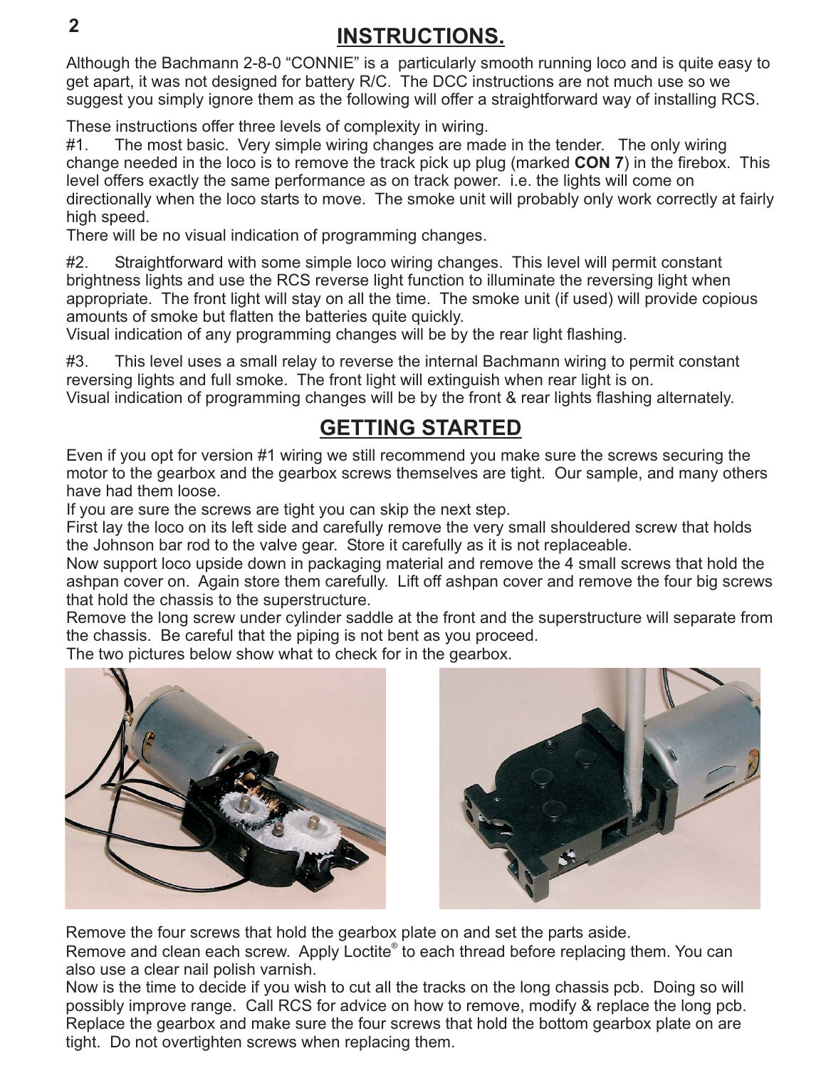# INSTRUCTIONS.

Although the Bachmann 2-8-0 "CONNIE" is a particularly smooth running loco and is quite easy to get apart, it was not designed for battery R/C. The DCC instructions are not much use so we suggest you simply ignore them as the following will offer a straightforward way of installing RCS.

These instructions offer three levels of complexity in wiring.

#1. The most basic. Very simple wiring changes are made in the tender. The only wiring change needed in the loco is to remove the track pick up plug (marked **CON 7**) in the firebox. This level offers exactly the same performance as on track power. i.e. the lights will come on directionally when the loco starts to move. The smoke unit will probably only work correctly at fairly high speed.
There will be no visual indication of programming changes.

#2. Straightforward with some simple loco wiring changes. This level will permit constant brightness lights and use the RCS reverse light function to illuminate the reversing light when appropriate. The front light will stay on all the time. The smoke unit (if used) will provide copious amounts of smoke but flatten the batteries quite quickly.
Visual indication of any programming changes will be by the rear light flashing.

#3. This level uses a small relay to reverse the internal Bachmann wiring to permit constant reversing lights and full smoke. The front light will extinguish when rear light is on.
Visual indication of programming changes will be by the front & rear lights flashing alternately.

# GETTING STARTED

Even if you opt for version #1 wiring we still recommend you make sure the screws securing the motor to the gearbox and the gearbox screws themselves are tight. Our sample, and many others have had them loose.
If you are sure the screws are tight you can skip the next step.
First lay the loco on its left side and carefully remove the very small shouldered screw that holds the Johnson bar rod to the valve gear. Store it carefully as it is not replaceable.
Now support loco upside down in packaging material and remove the 4 small screws that hold the ashpan cover on. Again store them carefully. Lift off ashpan cover and remove the four big screws that hold the chassis to the superstructure.
Remove the long screw under cylinder saddle at the front and the superstructure will separate from the chassis. Be careful that the piping is not bent as you proceed.
The two pictures below show what to check for in the gearbox.

Remove the four screws that hold the gearbox plate on and set the parts aside.
Remove and clean each screw. Apply Loctite® to each thread before replacing them. You can also use a clear nail polish varnish.
Now is the time to decide if you wish to cut all the tracks on the long chassis pcb. Doing so will possibly improve range. Call RCS for advice on how to remove, modify & replace the long pcb.
Replace the gearbox and make sure the four screws that hold the bottom gearbox plate on are tight. Do not overtighten screws when replacing them.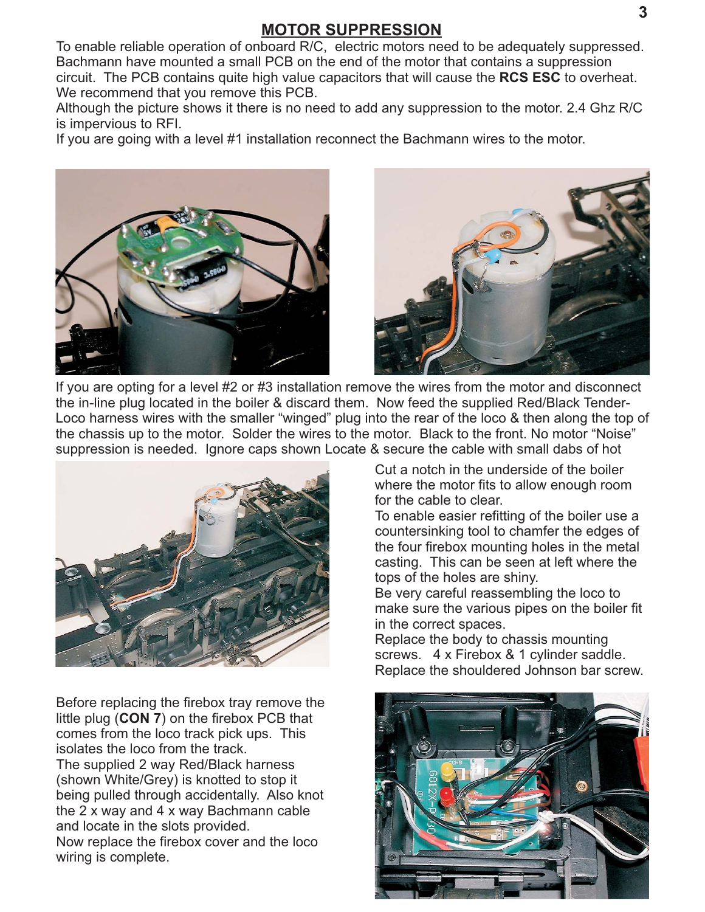## MOTOR SUPPRESSION

To enable reliable operation of onboard R/C, electric motors need to be adequately suppressed. Bachmann have mounted a small PCB on the end of the motor that contains a suppression circuit. The PCB contains quite high value capacitors that will cause the **RCS ESC** to overheat. We recommend that you remove this PCB.

Although the picture shows it there is no need to add any suppression to the motor. 2.4 Ghz R/C is impervious to RFI.

If you are going with a level #1 installation reconnect the Bachmann wires to the motor.

If you are opting for a level #2 or #3 installation remove the wires from the motor and disconnect the in-line plug located in the boiler & discard them. Now feed the supplied Red/Black Tender-Loco harness wires with the smaller "winged" plug into the rear of the loco & then along the top of the chassis up to the motor. Solder the wires to the motor. Black to the front. No motor "Noise" suppression is needed. Ignore caps shown Locate & secure the cable with small dabs of hot

Cut a notch in the underside of the boiler where the motor fits to allow enough room for the cable to clear.

To enable easier refitting of the boiler use a countersinking tool to chamfer the edges of the four firebox mounting holes in the metal casting. This can be seen at left where the tops of the holes are shiny.

Be very careful reassembling the loco to make sure the various pipes on the boiler fit in the correct spaces.

Replace the body to chassis mounting screws. 4 x Firebox & 1 cylinder saddle.

Replace the shouldered Johnson bar screw.

Before replacing the firebox tray remove the little plug (**CON 7**) on the firebox PCB that comes from the loco track pick ups. This isolates the loco from the track.

The supplied 2 way Red/Black harness (shown White/Grey) is knotted to stop it being pulled through accidentally. Also knot the 2 x way and 4 x way Bachmann cable and locate in the slots provided.

Now replace the firebox cover and the loco wiring is complete.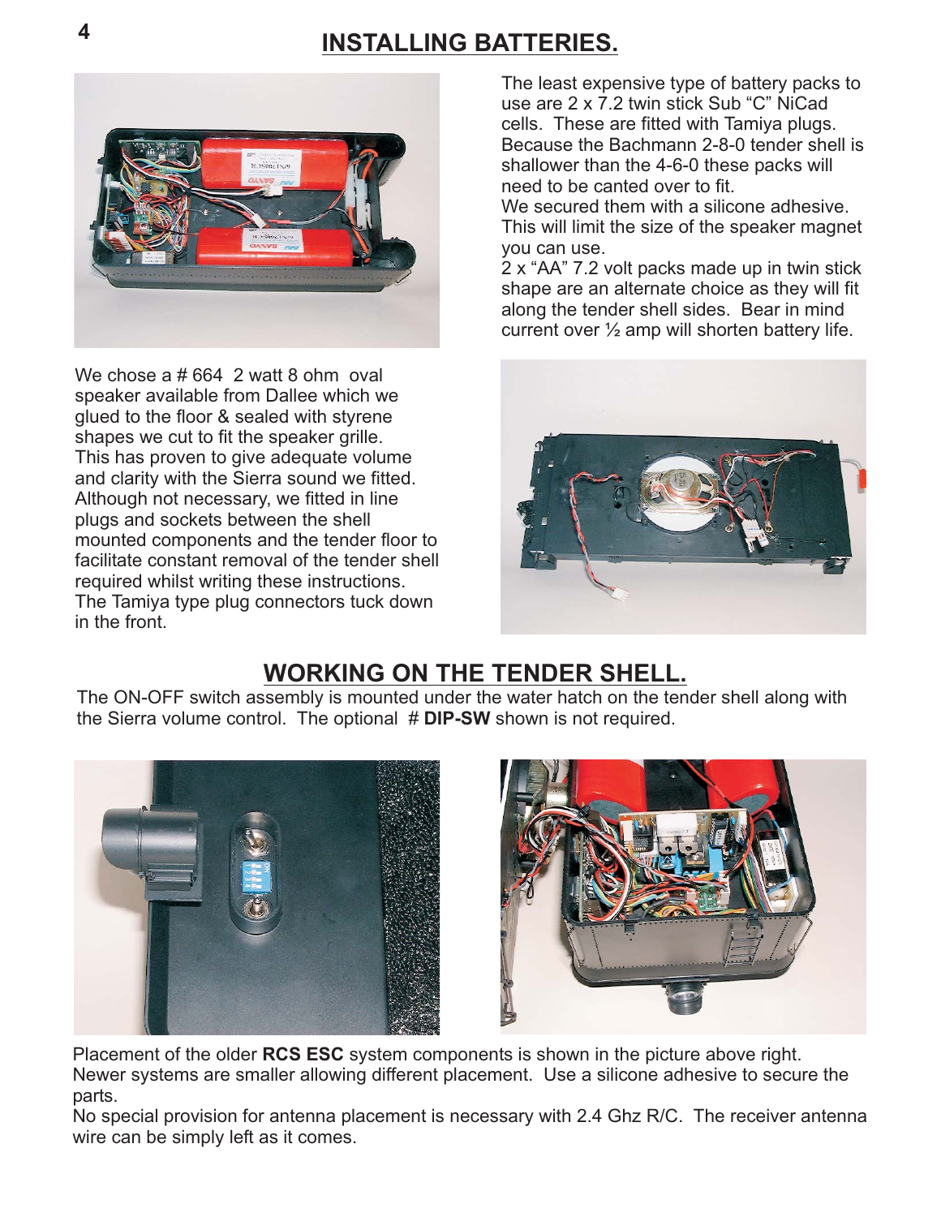## INSTALLING BATTERIES.

The least expensive type of battery packs to use are 2 x 7.2 twin stick Sub "C" NiCad cells. These are fitted with Tamiya plugs. Because the Bachmann 2-8-0 tender shell is shallower than the 4-6-0 these packs will need to be canted over to fit.
We secured them with a silicone adhesive. This will limit the size of the speaker magnet you can use.
2 x "AA" 7.2 volt packs made up in twin stick shape are an alternate choice as they will fit along the tender shell sides. Bear in mind current over ½ amp will shorten battery life.

We chose a # 664 2 watt 8 ohm oval speaker available from Dallee which we glued to the floor & sealed with styrene shapes we cut to fit the speaker grille. This has proven to give adequate volume and clarity with the Sierra sound we fitted. Although not necessary, we fitted in line plugs and sockets between the shell mounted components and the tender floor to facilitate constant removal of the tender shell required whilst writing these instructions. The Tamiya type plug connectors tuck down in the front.

## WORKING ON THE TENDER SHELL.

The ON-OFF switch assembly is mounted under the water hatch on the tender shell along with the Sierra volume control. The optional # **DIP-SW** shown is not required.

Placement of the older **RCS ESC** system components is shown in the picture above right. Newer systems are smaller allowing different placement. Use a silicone adhesive to secure the parts.
No special provision for antenna placement is necessary with 2.4 Ghz R/C. The receiver antenna wire can be simply left as it comes.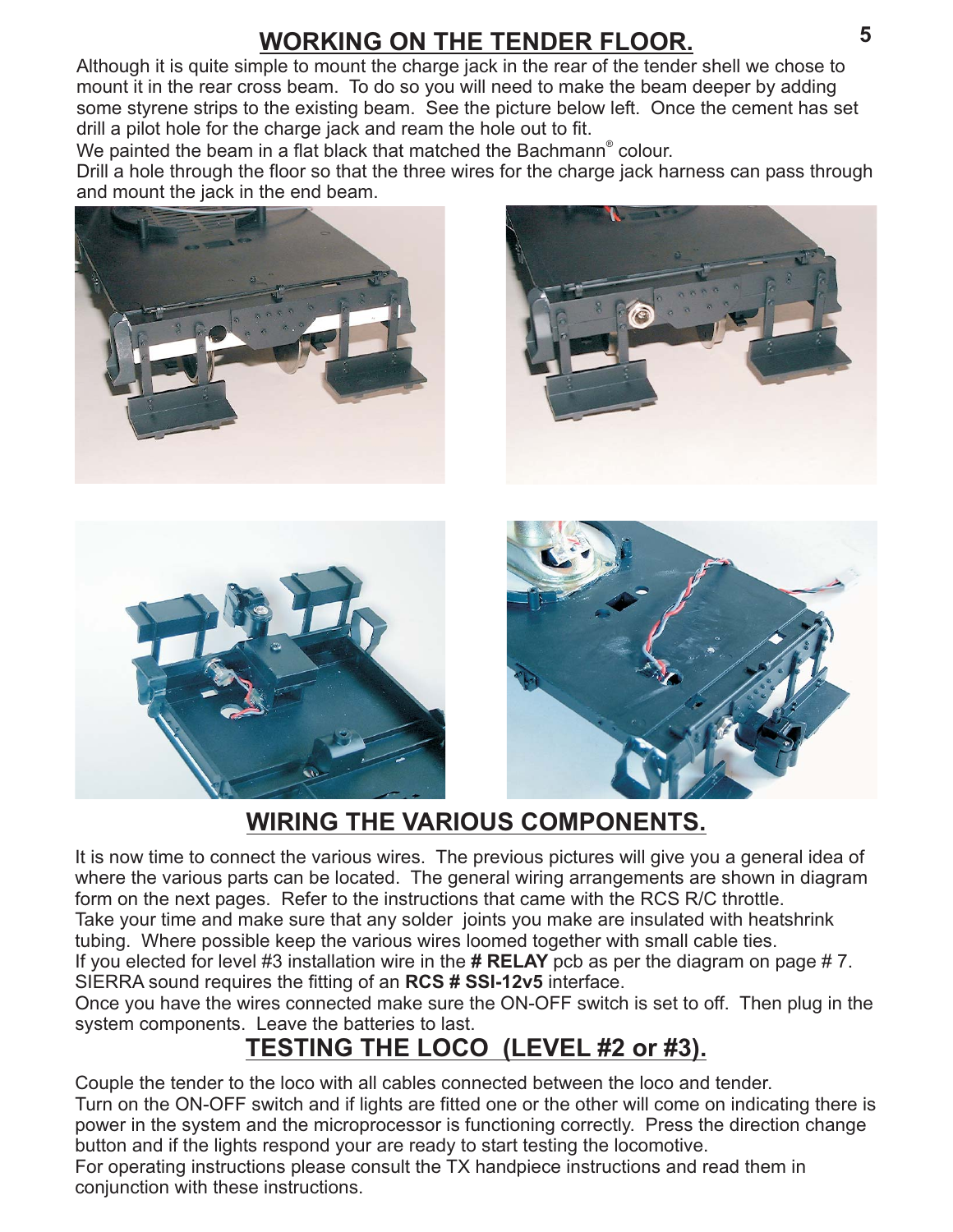## WORKING ON THE TENDER FLOOR.

Although it is quite simple to mount the charge jack in the rear of the tender shell we chose to mount it in the rear cross beam. To do so you will need to make the beam deeper by adding some styrene strips to the existing beam. See the picture below left. Once the cement has set drill a pilot hole for the charge jack and ream the hole out to fit.

We painted the beam in a flat black that matched the Bachmann® colour.

Drill a hole through the floor so that the three wires for the charge jack harness can pass through and mount the jack in the end beam.

## WIRING THE VARIOUS COMPONENTS.

It is now time to connect the various wires. The previous pictures will give you a general idea of where the various parts can be located. The general wiring arrangements are shown in diagram form on the next pages. Refer to the instructions that came with the RCS R/C throttle.

Take your time and make sure that any solder joints you make are insulated with heatshrink tubing. Where possible keep the various wires loomed together with small cable ties.

If you elected for level #3 installation wire in the **# RELAY** pcb as per the diagram on page # 7.

SIERRA sound requires the fitting of an **RCS # SSI-12v5** interface.

Once you have the wires connected make sure the ON-OFF switch is set to off. Then plug in the system components. Leave the batteries to last.

## TESTING THE LOCO (LEVEL #2 or #3).

Couple the tender to the loco with all cables connected between the loco and tender.

Turn on the ON-OFF switch and if lights are fitted one or the other will come on indicating there is power in the system and the microprocessor is functioning correctly. Press the direction change button and if the lights respond your are ready to start testing the locomotive.

For operating instructions please consult the TX handpiece instructions and read them in conjunction with these instructions.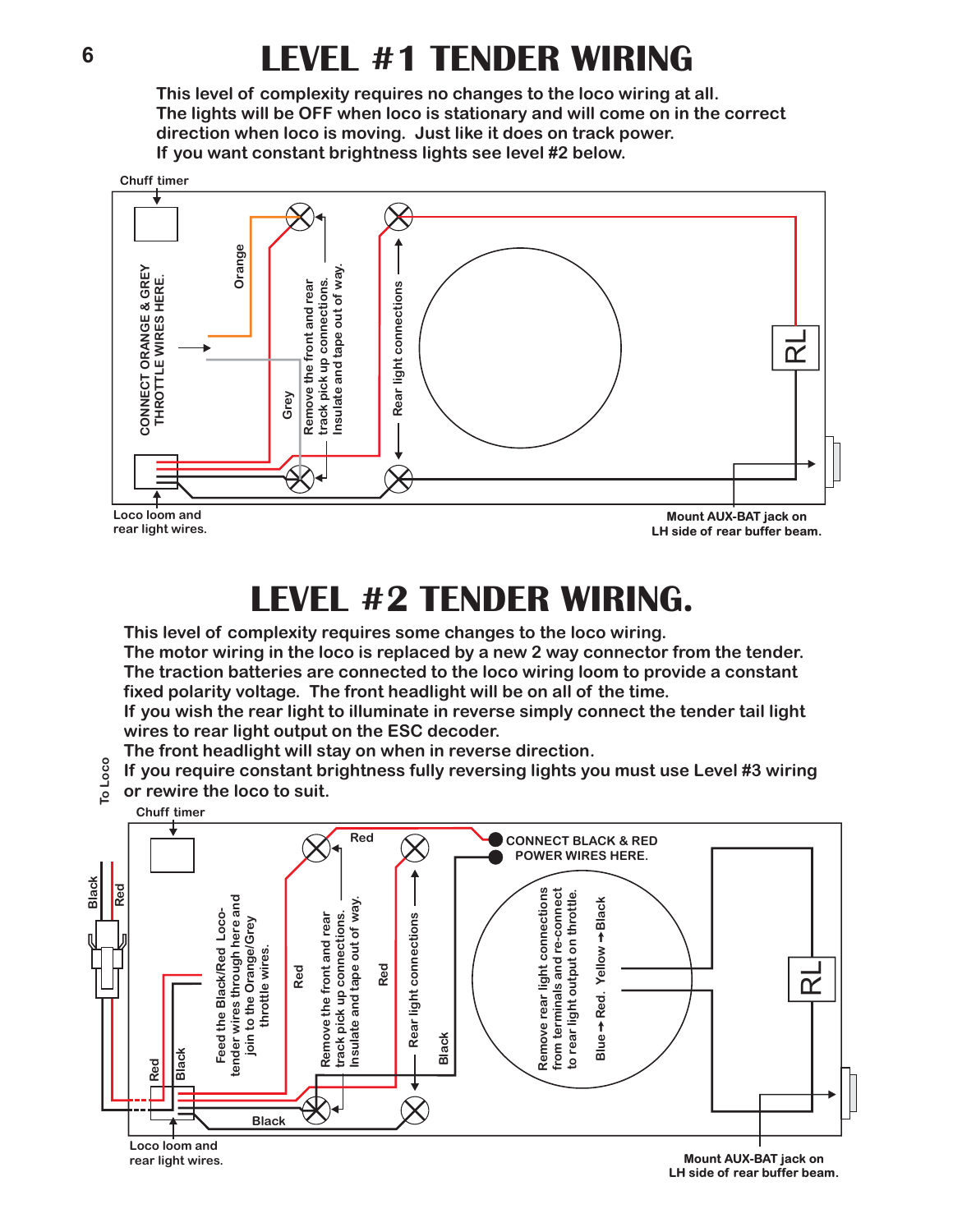# LEVEL #1 TENDER WIRING

This level of complexity requires no changes to the loco wiring at all.
The lights will be OFF when loco is stationary and will come on in the correct direction when loco is moving. Just like it does on track power.
If you want constant brightness lights see level #2 below.

Chuff timer

CONNECT ORANGE & GREY THROTTLE WIRES HERE.

Orange

Grey

Remove the front and rear track pick up connections. Insulate and tape out of way.

Rear light connections

RL

Loco loom and rear light wires.

Mount AUX-BAT jack on LH side of rear buffer beam.

# LEVEL #2 TENDER WIRING.

This level of complexity requires some changes to the loco wiring.
The motor wiring in the loco is replaced by a new 2 way connector from the tender.
The traction batteries are connected to the loco wiring loom to provide a constant fixed polarity voltage. The front headlight will be on all of the time.
If you wish the rear light to illuminate in reverse simply connect the tender tail light wires to rear light output on the ESC decoder.
The front headlight will stay on when in reverse direction.
If you require constant brightness fully reversing lights you must use Level #3 wiring or rewire the loco to suit.

To Loco

Chuff timer

Black

Red

Feed the Black/Red Loco-tender wires through here and join to the Orange/Grey throttle wires.

Red

Black

Red

Remove the front and rear track pick up connections. Insulate and tape out of way.

Red

Rear light connections

Black

CONNECT BLACK & RED POWER WIRES HERE.

Remove rear light connections from terminals and re-connect to rear light output on throttle.

Blue → Red. Yellow → Black

RL

Black

Loco loom and rear light wires.

Mount AUX-BAT jack on LH side of rear buffer beam.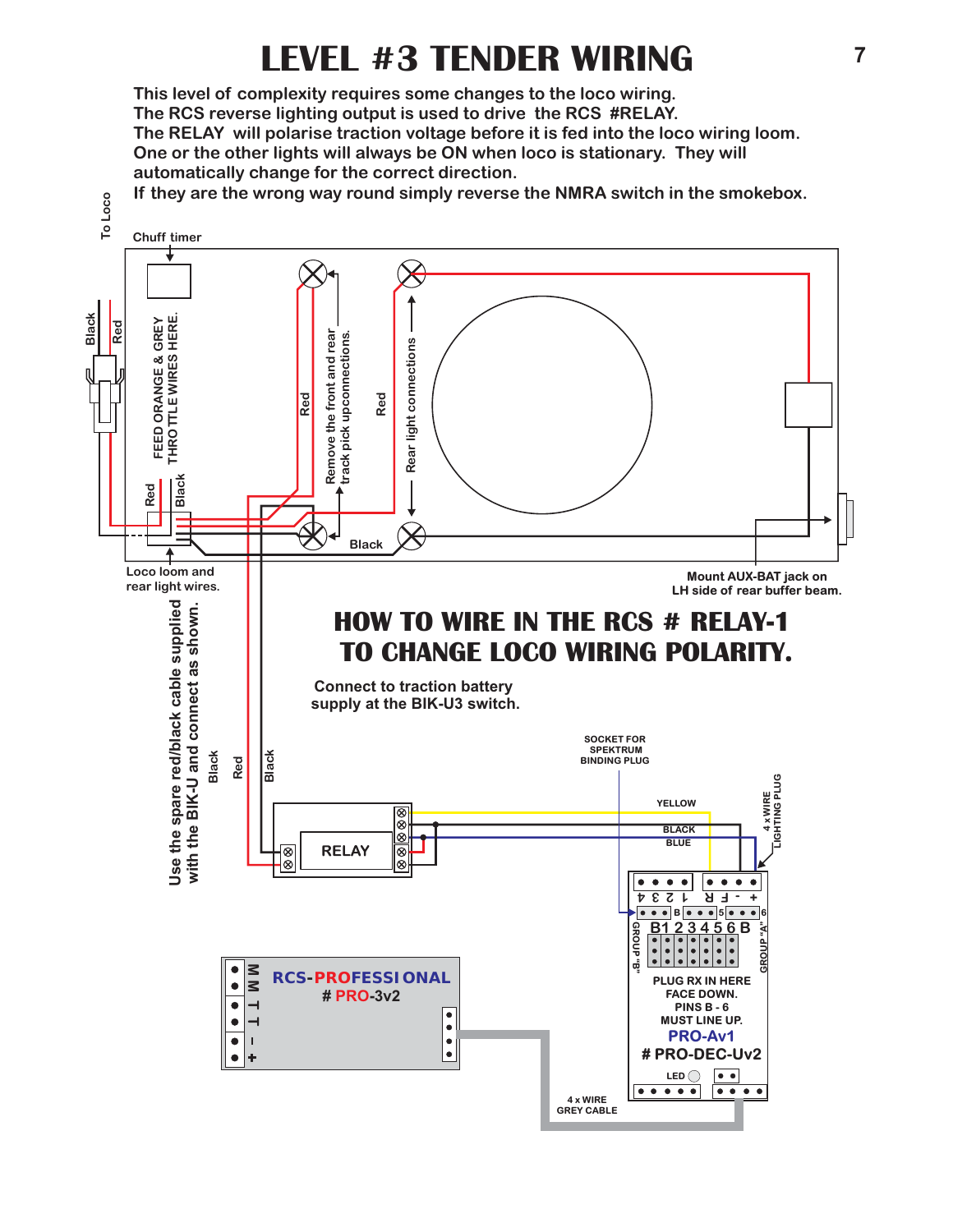# LEVEL #3 TENDER WIRING

This level of complexity requires some changes to the loco wiring.
The RCS reverse lighting output is used to drive the RCS #RELAY.
The RELAY will polarise traction voltage before it is fed into the loco wiring loom.
One or the other lights will always be ON when loco is stationary. They will automatically change for the correct direction.
If they are the wrong way round simply reverse the NMRA switch in the smokebox.

To Loco

Chuff timer

Black

Red

FEED ORANGE & GREY THROTTLE WIRES HERE.

Red

Black

Red

Remove the front and rear track pick upconnections.

Red

Rear light connections

Black

Loco loom and rear light wires.

Mount AUX-BAT jack on LH side of rear buffer beam.

## HOW TO WIRE IN THE RCS # RELAY-1 TO CHANGE LOCO WIRING POLARITY.

Use the spare red/black cable supplied with the BIK-U and connect as shown.

Black

Red

Black

Connect to traction battery supply at the BIK-U3 switch.

SOCKET FOR SPEKTRUM BINDING PLUG

YELLOW

BLACK

BLUE

4 x WIRE LIGHTING PLUG

RELAY

4 3 2 1 R F - +

B 5 6

B1 2 3 4 5 6 B

GROUP "B"

GROUP "A"

PLUG RX IN HERE FACE DOWN. PINS B - 6 MUST LINE UP.

PRO-Av1

# PRO-DEC-Uv2

LED

RCS-PROFESSIONAL # PRO-3v2

M M T T - +

4 x WIRE GREY CABLE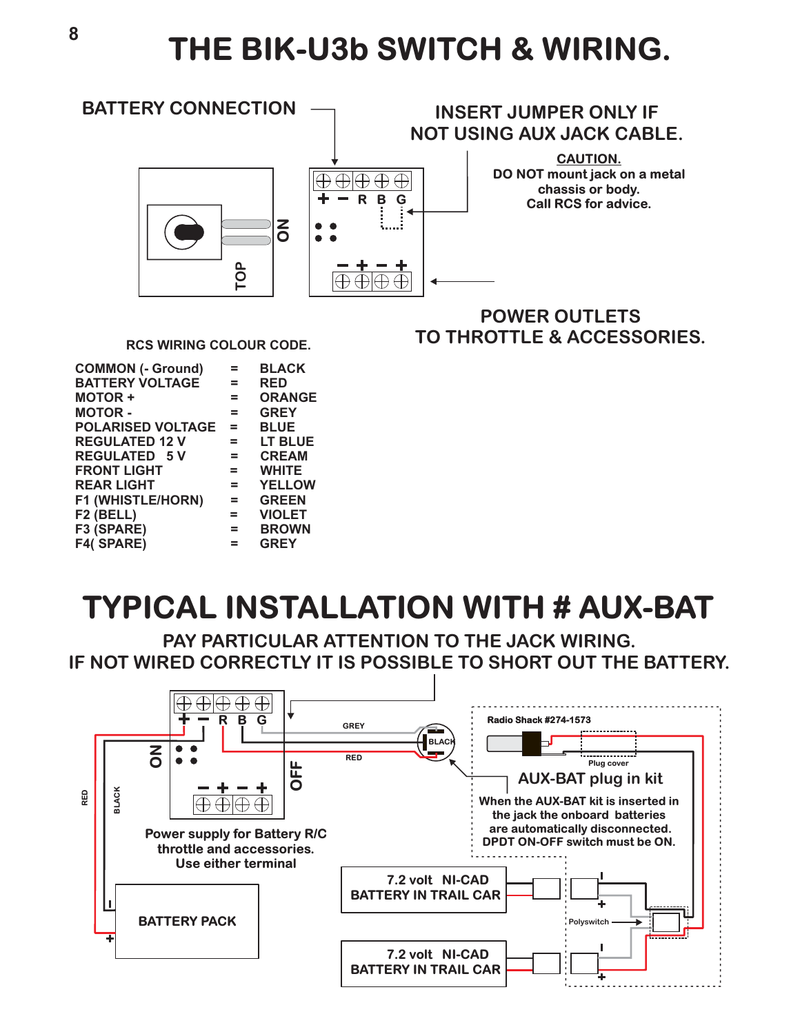# THE BIK-U3b SWITCH & WIRING.

BATTERY CONNECTION

INSERT JUMPER ONLY IF NOT USING AUX JACK CABLE.

**CAUTION.**
DO NOT mount jack on a metal chassis or body.
Call RCS for advice.

TOP

ON

+ − R B G

− + − +

POWER OUTLETS TO THROTTLE & ACCESSORIES.

### RCS WIRING COLOUR CODE.

| | | |
|---|---|---|
| COMMON (- Ground) | = | BLACK |
| BATTERY VOLTAGE | = | RED |
| MOTOR + | = | ORANGE |
| MOTOR - | = | GREY |
| POLARISED VOLTAGE | = | BLUE |
| REGULATED 12 V | = | LT BLUE |
| REGULATED 5 V | = | CREAM |
| FRONT LIGHT | = | WHITE |
| REAR LIGHT | = | YELLOW |
| F1 (WHISTLE/HORN) | = | GREEN |
| F2 (BELL) | = | VIOLET |
| F3 (SPARE) | = | BROWN |
| F4( SPARE) | = | GREY |

# TYPICAL INSTALLATION WITH # AUX-BAT

PAY PARTICULAR ATTENTION TO THE JACK WIRING.
IF NOT WIRED CORRECTLY IT IS POSSIBLE TO SHORT OUT THE BATTERY.

+ − R B G

ON

OFF

− + − +

RED

BLACK

GREY

RED

BLACK

Radio Shack #274-1573

Plug cover

AUX-BAT plug in kit

When the AUX-BAT kit is inserted in the jack the onboard batteries are automatically disconnected. DPDT ON-OFF switch must be ON.

Power supply for Battery R/C throttle and accessories. Use either terminal

BATTERY PACK

7.2 volt NI-CAD BATTERY IN TRAIL CAR

7.2 volt NI-CAD BATTERY IN TRAIL CAR

Polyswitch